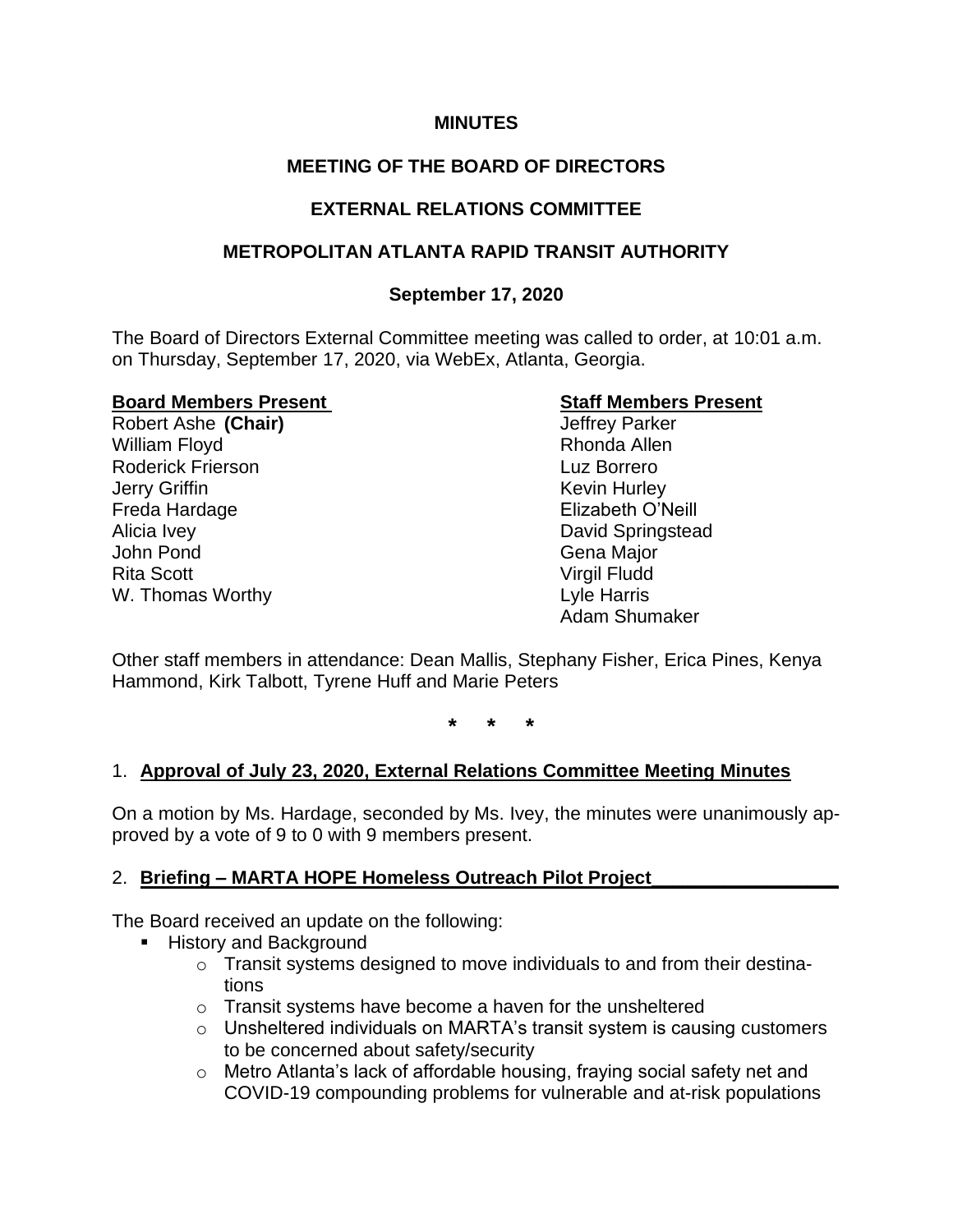**MINUTES**

**MEETING OF THE BOARD OF DIRECTORS**

**EXTERNAL RELATIONS COMMITTEE**

**METROPOLITAN ATLANTA RAPID TRANSIT AUTHORITY**

**September 17, 2020**

The Board of Directors External Committee meeting was called to order, at 10:01 a.m. on Thursday, September 17, 2020, via WebEx, Atlanta, Georgia.

| **Board Members Present** | **Staff Members Present** |
|---|---|
| Robert Ashe **(Chair)** | Jeffrey Parker |
| William Floyd | Rhonda Allen |
| Roderick Frierson | Luz Borrero |
| Jerry Griffin | Kevin Hurley |
| Freda Hardage | Elizabeth O'Neill |
| Alicia Ivey | David Springstead |
| John Pond | Gena Major |
| Rita Scott | Virgil Fludd |
| W. Thomas Worthy | Lyle Harris |
| | Adam Shumaker |

Other staff members in attendance: Dean Mallis, Stephany Fisher, Erica Pines, Kenya Hammond, Kirk Talbott, Tyrene Huff and Marie Peters

\* \* \*

1. **Approval of July 23, 2020, External Relations Committee Meeting Minutes**

On a motion by Ms. Hardage, seconded by Ms. Ivey, the minutes were unanimously approved by a vote of 9 to 0 with 9 members present.

2. **Briefing – MARTA HOPE Homeless Outreach Pilot Project**

The Board received an update on the following:

- History and Background
  - Transit systems designed to move individuals to and from their destinations
  - Transit systems have become a haven for the unsheltered
  - Unsheltered individuals on MARTA's transit system is causing customers to be concerned about safety/security
  - Metro Atlanta's lack of affordable housing, fraying social safety net and COVID-19 compounding problems for vulnerable and at-risk populations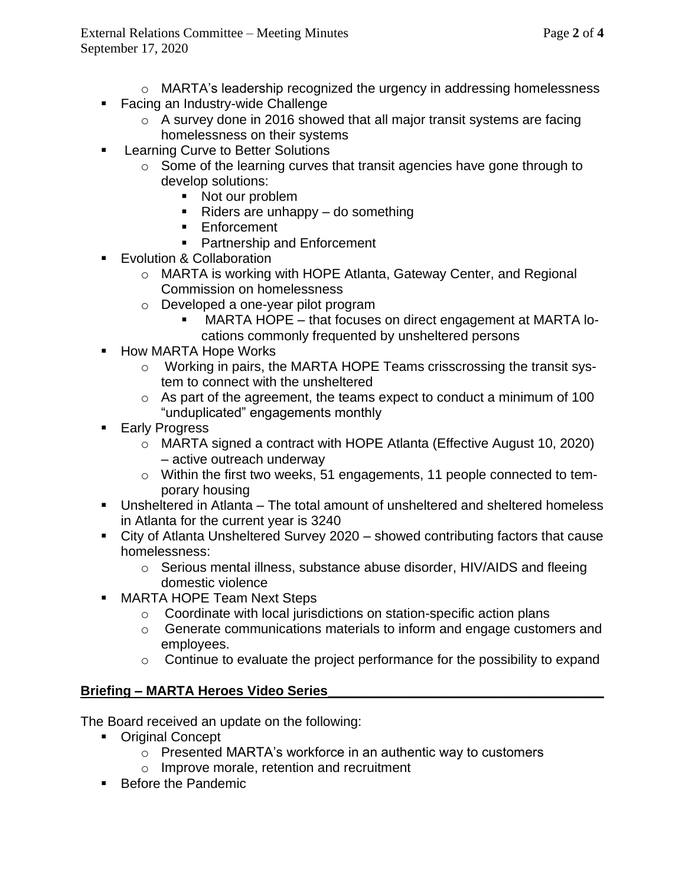- MARTA's leadership recognized the urgency in addressing homelessness
- Facing an Industry-wide Challenge
  - A survey done in 2016 showed that all major transit systems are facing homelessness on their systems
- Learning Curve to Better Solutions
  - Some of the learning curves that transit agencies have gone through to develop solutions:
    - Not our problem
    - Riders are unhappy – do something
    - Enforcement
    - Partnership and Enforcement
- Evolution & Collaboration
  - MARTA is working with HOPE Atlanta, Gateway Center, and Regional Commission on homelessness
  - Developed a one-year pilot program
    - MARTA HOPE – that focuses on direct engagement at MARTA locations commonly frequented by unsheltered persons
- How MARTA Hope Works
  - Working in pairs, the MARTA HOPE Teams crisscrossing the transit system to connect with the unsheltered
  - As part of the agreement, the teams expect to conduct a minimum of 100 "unduplicated" engagements monthly
- Early Progress
  - MARTA signed a contract with HOPE Atlanta (Effective August 10, 2020) – active outreach underway
  - Within the first two weeks, 51 engagements, 11 people connected to temporary housing
- Unsheltered in Atlanta – The total amount of unsheltered and sheltered homeless in Atlanta for the current year is 3240
- City of Atlanta Unsheltered Survey 2020 – showed contributing factors that cause homelessness:
  - Serious mental illness, substance abuse disorder, HIV/AIDS and fleeing domestic violence
- MARTA HOPE Team Next Steps
  - Coordinate with local jurisdictions on station-specific action plans
  - Generate communications materials to inform and engage customers and employees.
  - Continue to evaluate the project performance for the possibility to expand

**Briefing – MARTA Heroes Video Series**

The Board received an update on the following:

- Original Concept
  - Presented MARTA's workforce in an authentic way to customers
  - Improve morale, retention and recruitment
- Before the Pandemic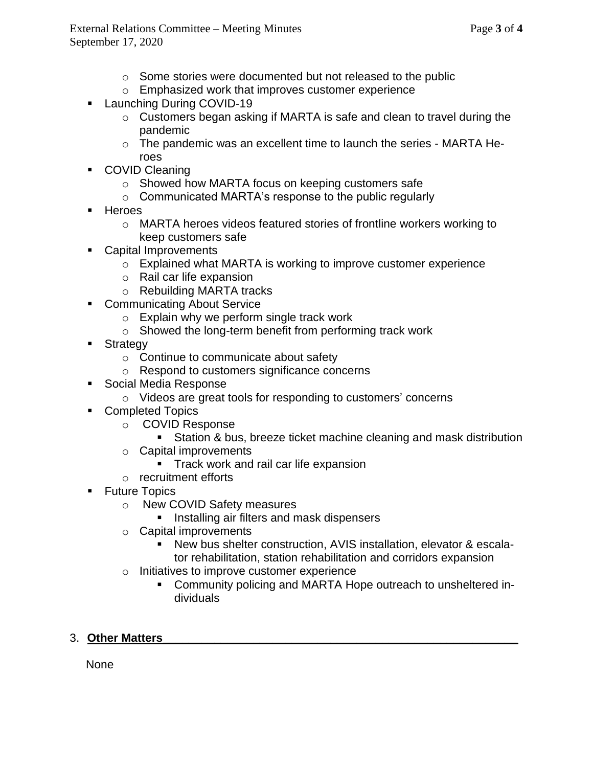- Some stories were documented but not released to the public
  - Emphasized work that improves customer experience
- Launching During COVID-19
  - Customers began asking if MARTA is safe and clean to travel during the pandemic
  - The pandemic was an excellent time to launch the series - MARTA Heroes
- COVID Cleaning
  - Showed how MARTA focus on keeping customers safe
  - Communicated MARTA's response to the public regularly
- Heroes
  - MARTA heroes videos featured stories of frontline workers working to keep customers safe
- Capital Improvements
  - Explained what MARTA is working to improve customer experience
  - Rail car life expansion
  - Rebuilding MARTA tracks
- Communicating About Service
  - Explain why we perform single track work
  - Showed the long-term benefit from performing track work
- Strategy
  - Continue to communicate about safety
  - Respond to customers significance concerns
- Social Media Response
  - Videos are great tools for responding to customers' concerns
- Completed Topics
  - COVID Response
    - Station & bus, breeze ticket machine cleaning and mask distribution
  - Capital improvements
    - Track work and rail car life expansion
  - recruitment efforts
- Future Topics
  - New COVID Safety measures
    - Installing air filters and mask dispensers
  - Capital improvements
    - New bus shelter construction, AVIS installation, elevator & escalator rehabilitation, station rehabilitation and corridors expansion
  - Initiatives to improve customer experience
    - Community policing and MARTA Hope outreach to unsheltered individuals

3. **Other Matters**

None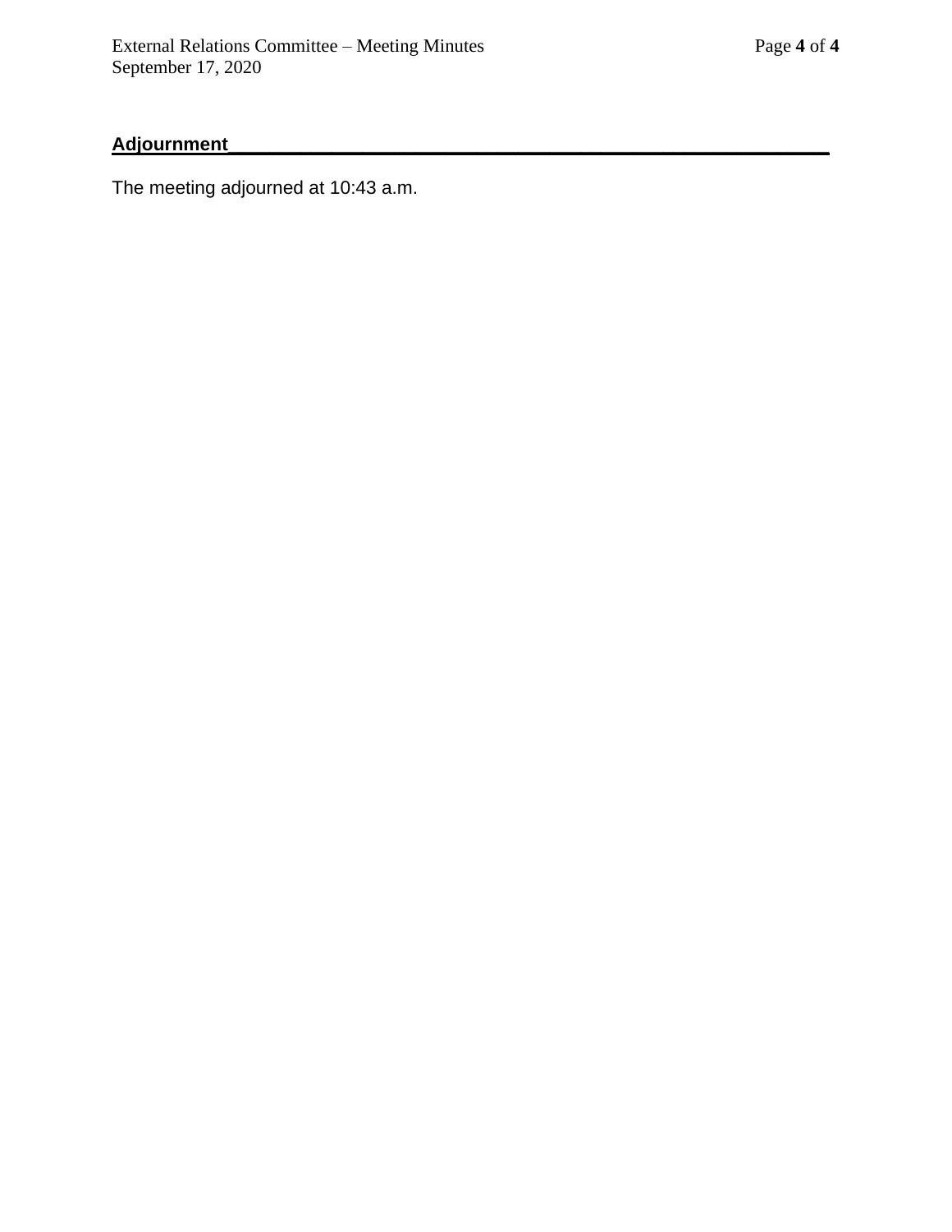## Adjournment

The meeting adjourned at 10:43 a.m.